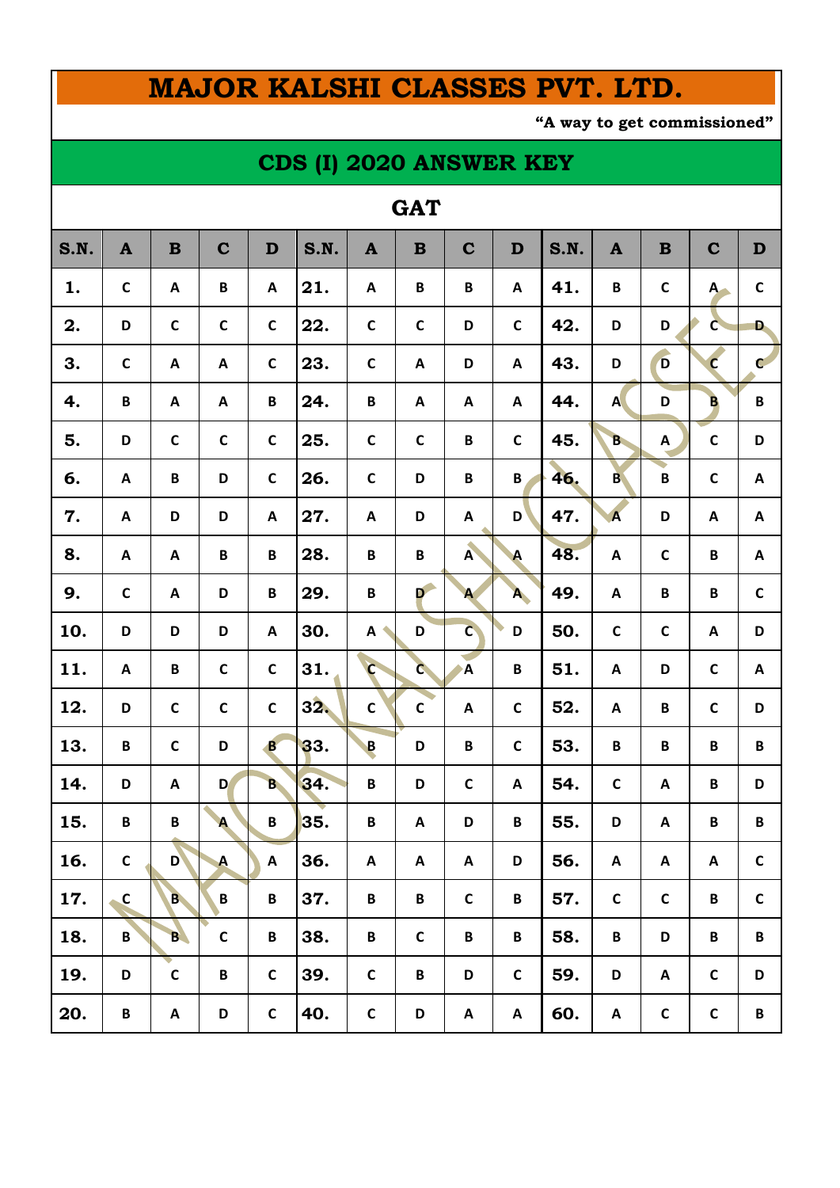# MAJOR KALSHI CLASSES PVT. LTD.

**"A way to get commissioned"**

## CDS (I) 2020 ANSWER KEY

### GAT

| S.N. | A | B | C | D | S.N. | A | B | C | D | S.N. | A | B | C | D |
|---|---|---|---|---|---|---|---|---|---|---|---|---|---|---|
| 1. | C | A | B | A | 21. | A | B | B | A | 41. | B | C | A | C |
| 2. | D | C | C | C | 22. | C | C | D | C | 42. | D | D | C | D |
| 3. | C | A | A | C | 23. | C | A | D | A | 43. | D | D | C | C |
| 4. | B | A | A | B | 24. | B | A | A | A | 44. | A | D | B | B |
| 5. | D | C | C | C | 25. | C | C | B | C | 45. | B | A | C | D |
| 6. | A | B | D | C | 26. | C | D | B | B | 46. | B | B | C | A |
| 7. | A | D | D | A | 27. | A | D | A | D | 47. | A | D | A | A |
| 8. | A | A | B | B | 28. | B | B | A | A | 48. | A | C | B | A |
| 9. | C | A | D | B | 29. | B | D | A | A | 49. | A | B | B | C |
| 10. | D | D | D | A | 30. | A | D | C | D | 50. | C | C | A | D |
| 11. | A | B | C | C | 31. | C | C | A | B | 51. | A | D | C | A |
| 12. | D | C | C | C | 32. | C | C | A | C | 52. | A | B | C | D |
| 13. | B | C | D | B | 33. | B | D | B | C | 53. | B | B | B | B |
| 14. | D | A | D | B | 34. | B | D | C | A | 54. | C | A | B | D |
| 15. | B | B | A | B | 35. | B | A | D | B | 55. | D | A | B | B |
| 16. | C | D | A | A | 36. | A | A | A | D | 56. | A | A | A | C |
| 17. | C | B | B | B | 37. | B | B | C | B | 57. | C | C | B | C |
| 18. | B | B | C | B | 38. | B | C | B | B | 58. | B | D | B | B |
| 19. | D | C | B | C | 39. | C | B | D | C | 59. | D | A | C | D |
| 20. | B | A | D | C | 40. | C | D | A | A | 60. | A | C | C | B |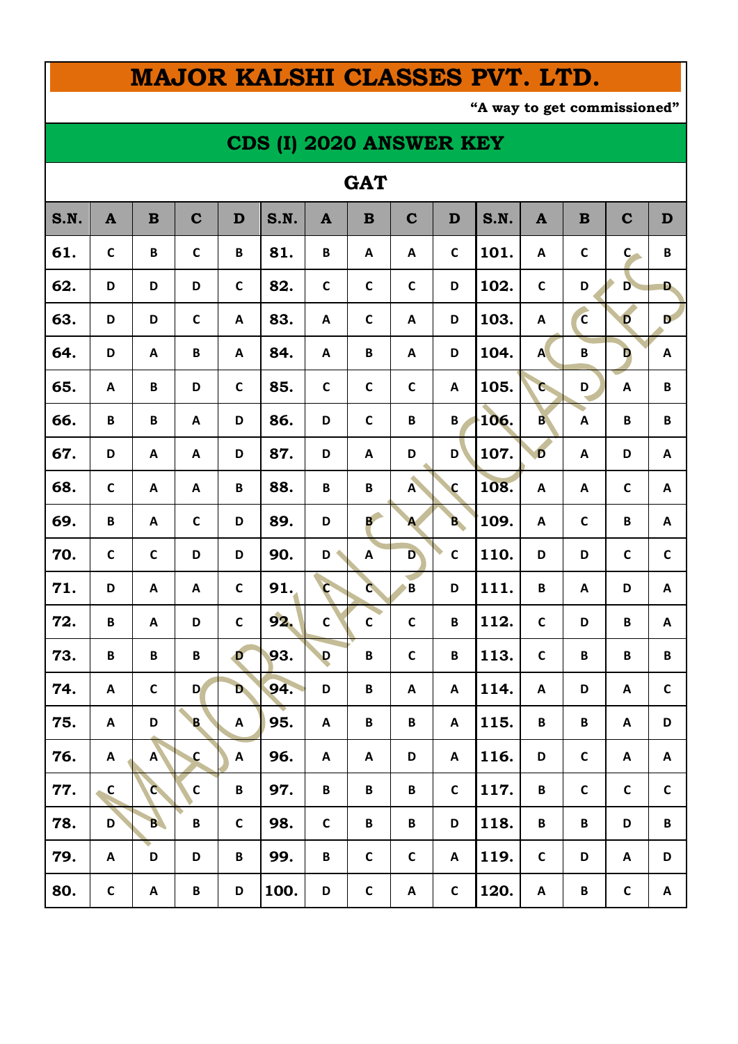# MAJOR KALSHI CLASSES PVT. LTD.

**"A way to get commissioned"**

## CDS (I) 2020 ANSWER KEY

### GAT

| S.N. | A | B | C | D | S.N. | A | B | C | D | S.N. | A | B | C | D |
|---|---|---|---|---|---|---|---|---|---|---|---|---|---|---|
| 61. | C | B | C | B | 81. | B | A | A | C | 101. | A | C | C | B |
| 62. | D | D | D | C | 82. | C | C | C | D | 102. | C | D | D | D |
| 63. | D | D | C | A | 83. | A | C | A | D | 103. | A | C | D | D |
| 64. | D | A | B | A | 84. | A | B | A | D | 104. | A | B | D | A |
| 65. | A | B | D | C | 85. | C | C | C | A | 105. | C | D | A | B |
| 66. | B | B | A | D | 86. | D | C | B | B | 106. | B | A | B | B |
| 67. | D | A | A | D | 87. | D | A | D | D | 107. | D | A | D | A |
| 68. | C | A | A | B | 88. | B | B | A | C | 108. | A | A | C | A |
| 69. | B | A | C | D | 89. | D | B | A | B | 109. | A | C | B | A |
| 70. | C | C | D | D | 90. | D | A | D | C | 110. | D | D | C | C |
| 71. | D | A | A | C | 91. | C | C | B | D | 111. | B | A | D | A |
| 72. | B | A | D | C | 92. | C | C | C | B | 112. | C | D | B | A |
| 73. | B | B | B | D | 93. | D | B | C | B | 113. | C | B | B | B |
| 74. | A | C | D | D | 94. | D | B | A | A | 114. | A | D | A | C |
| 75. | A | D | B | A | 95. | A | B | B | A | 115. | B | B | A | D |
| 76. | A | A | C | A | 96. | A | A | D | A | 116. | D | C | A | A |
| 77. | C | C | C | B | 97. | B | B | B | C | 117. | B | C | C | C |
| 78. | D | B | B | C | 98. | C | B | B | D | 118. | B | B | D | B |
| 79. | A | D | D | B | 99. | B | C | C | A | 119. | C | D | A | D |
| 80. | C | A | B | D | 100. | D | C | A | C | 120. | A | B | C | A |